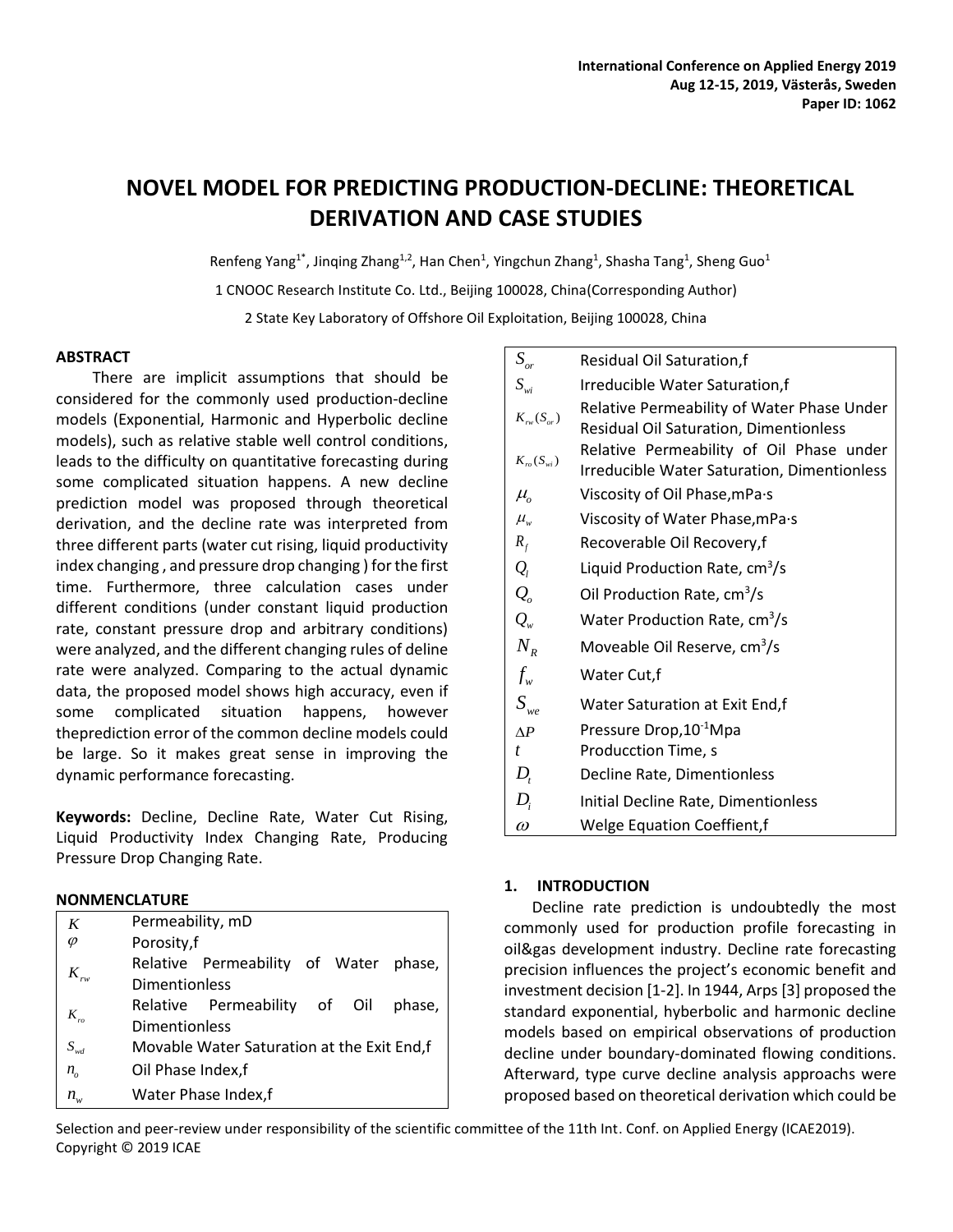# NOVEL MODEL FOR PREDICTING PRODUCTION-DECLINE: THEORETICAL DERIVATION AND CASE STUDIES

Renfeng Yang[1*], Jinqing Zhang[1,2], Han Chen[1], Yingchun Zhang[1], Shasha Tang[1], Sheng Guo[1]

1 CNOOC Research Institute Co. Ltd., Beijing 100028, China(Corresponding Author)

2 State Key Laboratory of Offshore Oil Exploitation, Beijing 100028, China

### ABSTRACT

There are implicit assumptions that should be considered for the commonly used production-decline models (Exponential, Harmonic and Hyperbolic decline models), such as relative stable well control conditions, leads to the difficulty on quantitative forecasting during some complicated situation happens. A new decline prediction model was proposed through theoretical derivation, and the decline rate was interpreted from three different parts (water cut rising, liquid productivity index changing , and pressure drop changing ) for the first time. Furthermore, three calculation cases under different conditions (under constant liquid production rate, constant pressure drop and arbitrary conditions) were analyzed, and the different changing rules of deline rate were analyzed. Comparing to the actual dynamic data, the proposed model shows high accuracy, even if some complicated situation happens, however theprediction error of the common decline models could be large. So it makes great sense in improving the dynamic performance forecasting.

**Keywords:** Decline, Decline Rate, Water Cut Rising, Liquid Productivity Index Changing Rate, Producing Pressure Drop Changing Rate.

### NONMENCLATURE

| | |
|---|---|
| $K$ | Permeability, mD |
| $\varphi$ | Porosity,f |
| $K_{rw}$ | Relative Permeability of Water phase, Dimentionless |
| $K_{ro}$ | Relative Permeability of Oil phase, Dimentionless |
| $S_{wd}$ | Movable Water Saturation at the Exit End,f |
| $n_o$ | Oil Phase Index,f |
| $n_w$ | Water Phase Index,f |
| $S_{or}$ | Residual Oil Saturation,f |
| $S_{wi}$ | Irreducible Water Saturation,f |
| $K_{rw}(S_{or})$ | Relative Permeability of Water Phase Under Residual Oil Saturation, Dimentionless |
| $K_{ro}(S_{wi})$ | Relative Permeability of Oil Phase under Irreducible Water Saturation, Dimentionless |
| $\mu_o$ | Viscosity of Oil Phase,mPa·s |
| $\mu_w$ | Viscosity of Water Phase,mPa·s |
| $R_f$ | Recoverable Oil Recovery,f |
| $Q_l$ | Liquid Production Rate, cm$^3$/s |
| $Q_o$ | Oil Production Rate, cm$^3$/s |
| $Q_w$ | Water Production Rate, cm$^3$/s |
| $N_R$ | Moveable Oil Reserve, cm$^3$/s |
| $f_w$ | Water Cut,f |
| $S_{we}$ | Water Saturation at Exit End,f |
| $\Delta P$ | Pressure Drop,10$^{-1}$Mpa |
| $t$ | Producction Time, s |
| $D_t$ | Decline Rate, Dimentionless |
| $D_i$ | Initial Decline Rate, Dimentionless |
| $\omega$ | Welge Equation Coeffient,f |

### 1. INTRODUCTION

Decline rate prediction is undoubtedly the most commonly used for production profile forecasting in oil&gas development industry. Decline rate forecasting precision influences the project's economic benefit and investment decision [1-2]. In 1944, Arps [3] proposed the standard exponential, hyberbolic and harmonic decline models based on empirical observations of production decline under boundary-dominated flowing conditions. Afterward, type curve decline analysis approachs were proposed based on theoretical derivation which could be

Selection and peer-review under responsibility of the scientific committee of the 11th Int. Conf. on Applied Energy (ICAE2019).
Copyright © 2019 ICAE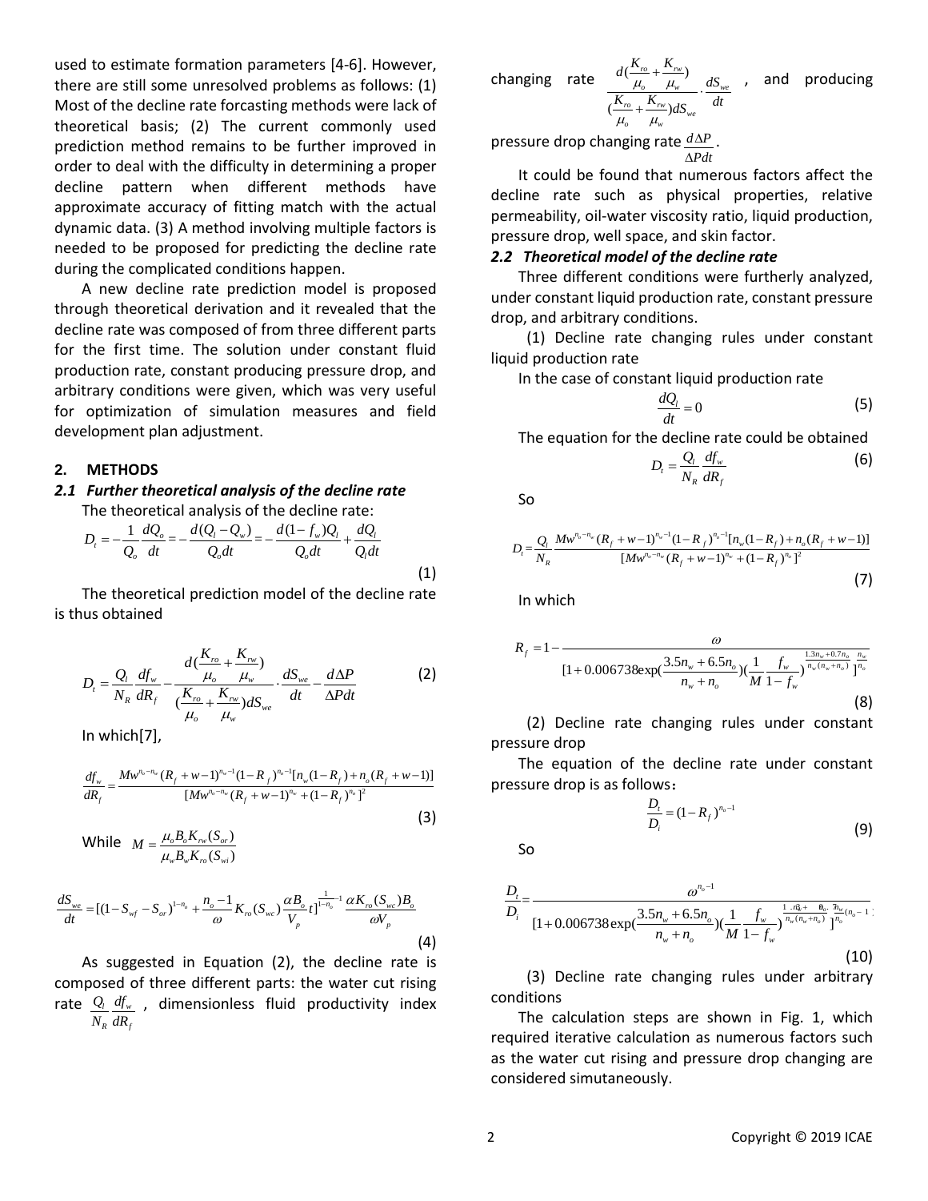used to estimate formation parameters [4-6]. However, there are still some unresolved problems as follows: (1) Most of the decline rate forcasting methods were lack of theoretical basis; (2) The current commonly used prediction method remains to be further improved in order to deal with the difficulty in determining a proper decline pattern when different methods have approximate accuracy of fitting match with the actual dynamic data. (3) A method involving multiple factors is needed to be proposed for predicting the decline rate during the complicated conditions happen.

A new decline rate prediction model is proposed through theoretical derivation and it revealed that the decline rate was composed of from three different parts for the first time. The solution under constant fluid production rate, constant producing pressure drop, and arbitrary conditions were given, which was very useful for optimization of simulation measures and field development plan adjustment.

## 2. METHODS

### 2.1 Further theoretical analysis of the decline rate

The theoretical analysis of the decline rate:

$$D_t = -\frac{1}{Q_o}\frac{dQ_o}{dt} = -\frac{d(Q_l - Q_w)}{Q_o dt} = -\frac{d(1-f_w)Q_l}{Q_o dt} + \frac{dQ_l}{Q_l dt} \tag{1}$$

The theoretical prediction model of the decline rate is thus obtained

$$D_t = \frac{Q_l}{N_R}\frac{df_w}{dR_f} - \frac{d(\frac{K_{ro}}{\mu_o} + \frac{K_{rw}}{\mu_w})}{(\frac{K_{ro}}{\mu_o} + \frac{K_{rw}}{\mu_w})dS_{we}} \cdot \frac{dS_{we}}{dt} - \frac{d\Delta P}{\Delta P dt} \tag{2}$$

In which[7],

$$\frac{df_w}{dR_f} = \frac{Mw^{n_o - n_w}(R_f + w - 1)^{n_w - 1}(1-R_f)^{n_o - 1}[n_w(1-R_f) + n_o(R_f + w - 1)]}{[Mw^{n_o - n_w}(R_f + w - 1)^{n_w} + (1-R_f)^{n_o}]^2} \tag{3}$$

While $M = \frac{\mu_o B_o K_{rw}(S_{or})}{\mu_w B_w K_{ro}(S_{wi})}$

$$\frac{dS_{we}}{dt} = [(1 - S_{wf} - S_{or})^{1-n_o} + \frac{n_o - 1}{\omega}K_{ro}(S_{wc})\frac{\alpha B_o}{V_p}t]^{\frac{1}{1-n_o}-1}\frac{\alpha K_{ro}(S_{wc})B_o}{\omega V_p} \tag{4}$$

As suggested in Equation (2), the decline rate is composed of three different parts: the water cut rising rate $\frac{Q_l}{N_R}\frac{df_w}{dR_f}$, dimensionless fluid productivity index changing rate $\frac{d(\frac{K_{ro}}{\mu_o} + \frac{K_{rw}}{\mu_w})}{(\frac{K_{ro}}{\mu_o} + \frac{K_{rw}}{\mu_w})dS_{we}} \cdot \frac{dS_{we}}{dt}$, and producing pressure drop changing rate $\frac{d\Delta P}{\Delta P dt}$.

It could be found that numerous factors affect the decline rate such as physical properties, relative permeability, oil-water viscosity ratio, liquid production, pressure drop, well space, and skin factor.

### 2.2 Theoretical model of the decline rate

Three different conditions were furtherly analyzed, under constant liquid production rate, constant pressure drop, and arbitrary conditions.

(1) Decline rate changing rules under constant liquid production rate

In the case of constant liquid production rate

$$\frac{dQ_l}{dt} = 0 \tag{5}$$

The equation for the decline rate could be obtained

$$D_t = \frac{Q_l}{N_R}\frac{df_w}{dR_f} \tag{6}$$

So

$$D_t = \frac{Q_l}{N_R}\frac{Mw^{n_o - n_w}(R_f + w - 1)^{n_w - 1}(1-R_f)^{n_o - 1}[n_w(1-R_f) + n_o(R_f + w - 1)]}{[Mw^{n_o - n_w}(R_f + w - 1)^{n_w} + (1-R_f)^{n_o}]^2} \tag{7}$$

In which

$$R_f = 1 - \frac{\omega}{[1 + 0.006738\exp(\frac{3.5n_w + 6.5n_o}{n_w + n_o})(\frac{1}{M}\frac{f_w}{1-f_w})^{\frac{1.3n_w + 0.7n_o}{n_w(n_w + n_o)}}]^{\frac{n_w}{n_o}}} \tag{8}$$

(2) Decline rate changing rules under constant pressure drop

The equation of the decline rate under constant pressure drop is as follows：

$$\frac{D_t}{D_i} = (1 - R_f)^{n_o - 1} \tag{9}$$

So

$$\frac{D_t}{D_i} = \frac{\omega^{n_o - 1}}{[1 + 0.006738\exp(\frac{3.5n_w + 6.5n_o}{n_w + n_o})(\frac{1}{M}\frac{f_w}{1-f_w})^{\frac{1.3n_w + 0.7n_o}{n_w(n_w + n_o)}}]^{\frac{n_w}{n_o}(n_o - 1)}} \tag{10}$$

(3) Decline rate changing rules under arbitrary conditions

The calculation steps are shown in Fig. 1, which required iterative calculation as numerous factors such as the water cut rising and pressure drop changing are considered simutaneously.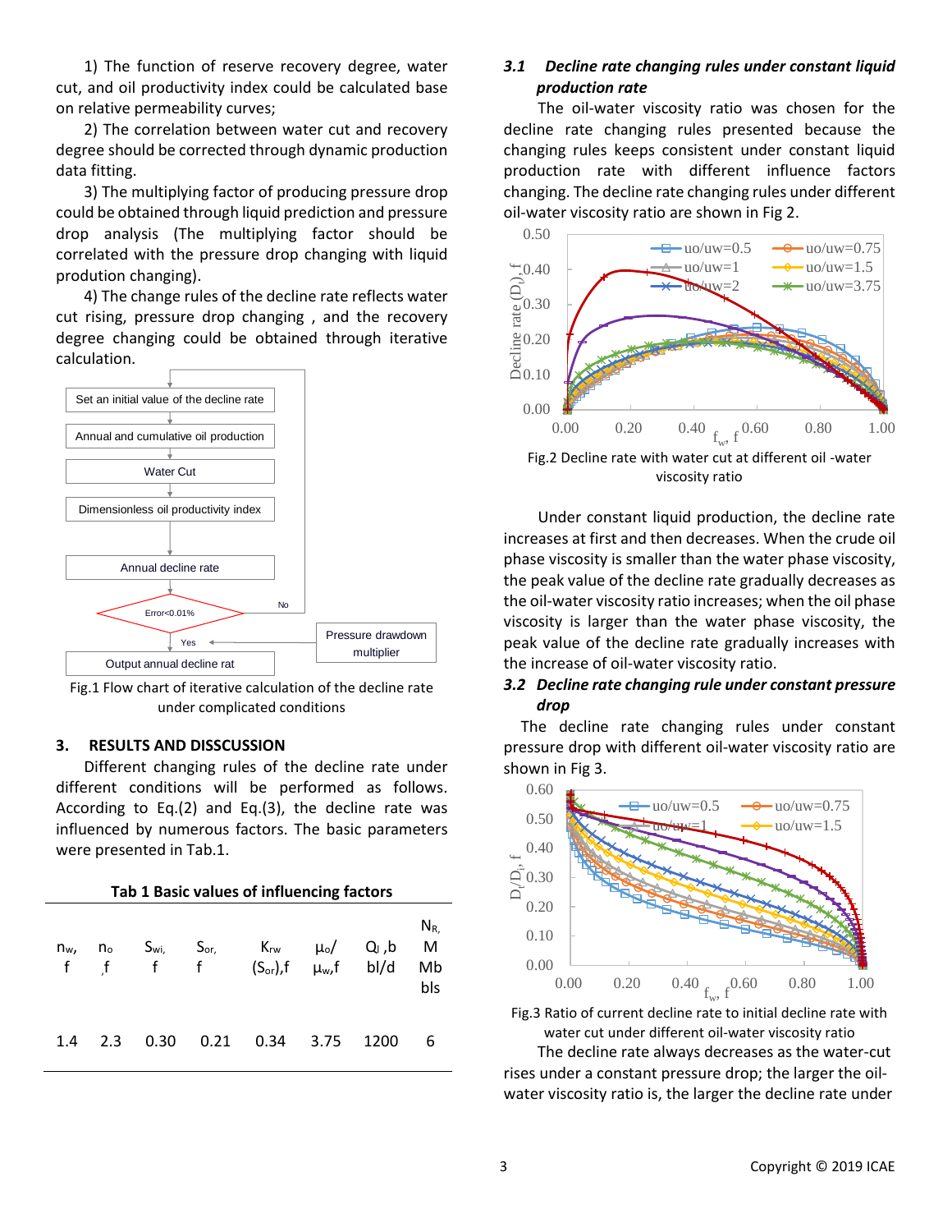1) The function of reserve recovery degree, water cut, and oil productivity index could be calculated base on relative permeability curves;

2) The correlation between water cut and recovery degree should be corrected through dynamic production data fitting.

3) The multiplying factor of producing pressure drop could be obtained through liquid prediction and pressure drop analysis (The multiplying factor should be correlated with the pressure drop changing with liquid prodution changing).

4) The change rules of the decline rate reflects water cut rising, pressure drop changing , and the recovery degree changing could be obtained through iterative calculation.

Set an initial value of the decline rate → Annual and cumulative oil production → Water Cut → Dimensionless oil productivity index → Annual decline rate → Error<0.01% (No: return to start; Yes: Output annual decline rat) ← Pressure drawdown multiplier

Fig.1 Flow chart of iterative calculation of the decline rate under complicated conditions

## 3. RESULTS AND DISSCUSSION

Different changing rules of the decline rate under different conditions will be performed as follows. According to Eq.(2) and Eq.(3), the decline rate was influenced by numerous factors. The basic parameters were presented in Tab.1.

**Tab 1 Basic values of influencing factors**

| $n_w$, f | $n_o$, f | $S_{wi}$, f | $S_{or}$, f | $K_{rw}(S_{or})$,f | $\mu_o/\mu_w$,f | $Q_l$ ,bbl/d | $N_R$, MMbbls |
|---|---|---|---|---|---|---|---|
| 1.4 | 2.3 | 0.30 | 0.21 | 0.34 | 3.75 | 1200 | 6 |

### *3.1 Decline rate changing rules under constant liquid production rate*

The oil-water viscosity ratio was chosen for the decline rate changing rules presented because the changing rules keeps consistent under constant liquid production rate with different influence factors changing. The decline rate changing rules under different oil-water viscosity ratio are shown in Fig 2.

Fig.2 Decline rate with water cut at different oil -water viscosity ratio

Under constant liquid production, the decline rate increases at first and then decreases. When the crude oil phase viscosity is smaller than the water phase viscosity, the peak value of the decline rate gradually decreases as the oil-water viscosity ratio increases; when the oil phase viscosity is larger than the water phase viscosity, the peak value of the decline rate gradually increases with the increase of oil-water viscosity ratio.

### *3.2 Decline rate changing rule under constant pressure drop*

The decline rate changing rules under constant pressure drop with different oil-water viscosity ratio are shown in Fig 3.

Fig.3 Ratio of current decline rate to initial decline rate with water cut under different oil-water viscosity ratio

The decline rate always decreases as the water-cut rises under a constant pressure drop; the larger the oil-water viscosity ratio is, the larger the decline rate under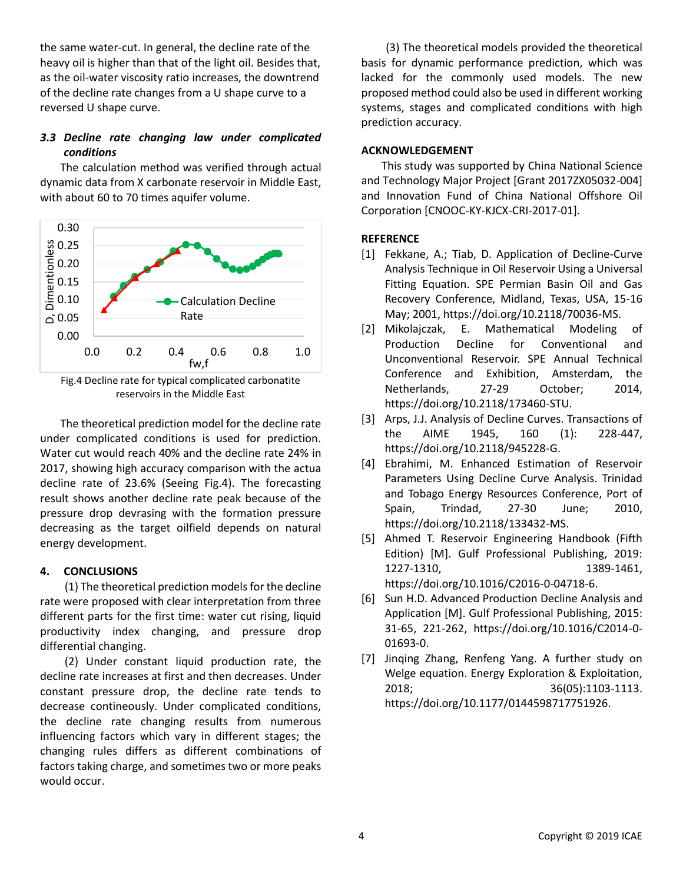the same water-cut. In general, the decline rate of the heavy oil is higher than that of the light oil. Besides that, as the oil-water viscosity ratio increases, the downtrend of the decline rate changes from a U shape curve to a reversed U shape curve.

### *3.3 Decline rate changing law under complicated conditions*

The calculation method was verified through actual dynamic data from X carbonate reservoir in Middle East, with about 60 to 70 times aquifer volume.

0.30
0.25
0.20
0.15
0.10
0.05
0.00
D, Dimentionless
0.0
0.2
0.4
0.6
0.8
1.0
fw,f
Calculation Decline Rate

Fig.4 Decline rate for typical complicated carbonatite reservoirs in the Middle East

The theoretical prediction model for the decline rate under complicated conditions is used for prediction. Water cut would reach 40% and the decline rate 24% in 2017, showing high accuracy comparison with the actua decline rate of 23.6% (Seeing Fig.4). The forecasting result shows another decline rate peak because of the pressure drop devrasing with the formation pressure decreasing as the target oilfield depends on natural energy development.

## 4. CONCLUSIONS

(1) The theoretical prediction models for the decline rate were proposed with clear interpretation from three different parts for the first time: water cut rising, liquid productivity index changing, and pressure drop differential changing.

(2) Under constant liquid production rate, the decline rate increases at first and then decreases. Under constant pressure drop, the decline rate tends to decrease contineously. Under complicated conditions, the decline rate changing results from numerous influencing factors which vary in different stages; the changing rules differs as different combinations of factors taking charge, and sometimes two or more peaks would occur.

(3) The theoretical models provided the theoretical basis for dynamic performance prediction, which was lacked for the commonly used models. The new proposed method could also be used in different working systems, stages and complicated conditions with high prediction accuracy.

## ACKNOWLEDGEMENT

This study was supported by China National Science and Technology Major Project [Grant 2017ZX05032-004] and Innovation Fund of China National Offshore Oil Corporation [CNOOC-KY-KJCX-CRI-2017-01].

## REFERENCE

[1] Fekkane, A.; Tiab, D. Application of Decline-Curve Analysis Technique in Oil Reservoir Using a Universal Fitting Equation. SPE Permian Basin Oil and Gas Recovery Conference, Midland, Texas, USA, 15-16 May; 2001, https://doi.org/10.2118/70036-MS.

[2] Mikolajczak, E. Mathematical Modeling of Production Decline for Conventional and Unconventional Reservoir. SPE Annual Technical Conference and Exhibition, Amsterdam, the Netherlands, 27-29 October; 2014, https://doi.org/10.2118/173460-STU.

[3] Arps, J.J. Analysis of Decline Curves. Transactions of the AIME 1945, 160 (1): 228-447, https://doi.org/10.2118/945228-G.

[4] Ebrahimi, M. Enhanced Estimation of Reservoir Parameters Using Decline Curve Analysis. Trinidad and Tobago Energy Resources Conference, Port of Spain, Trindad, 27-30 June; 2010, https://doi.org/10.2118/133432-MS.

[5] Ahmed T. Reservoir Engineering Handbook (Fifth Edition) [M]. Gulf Professional Publishing, 2019: 1227-1310, 1389-1461, https://doi.org/10.1016/C2016-0-04718-6.

[6] Sun H.D. Advanced Production Decline Analysis and Application [M]. Gulf Professional Publishing, 2015: 31-65, 221-262, https://doi.org/10.1016/C2014-0-01693-0.

[7] Jinqing Zhang, Renfeng Yang. A further study on Welge equation. Energy Exploration & Exploitation, 2018; 36(05):1103-1113. https://doi.org/10.1177/0144598717751926.